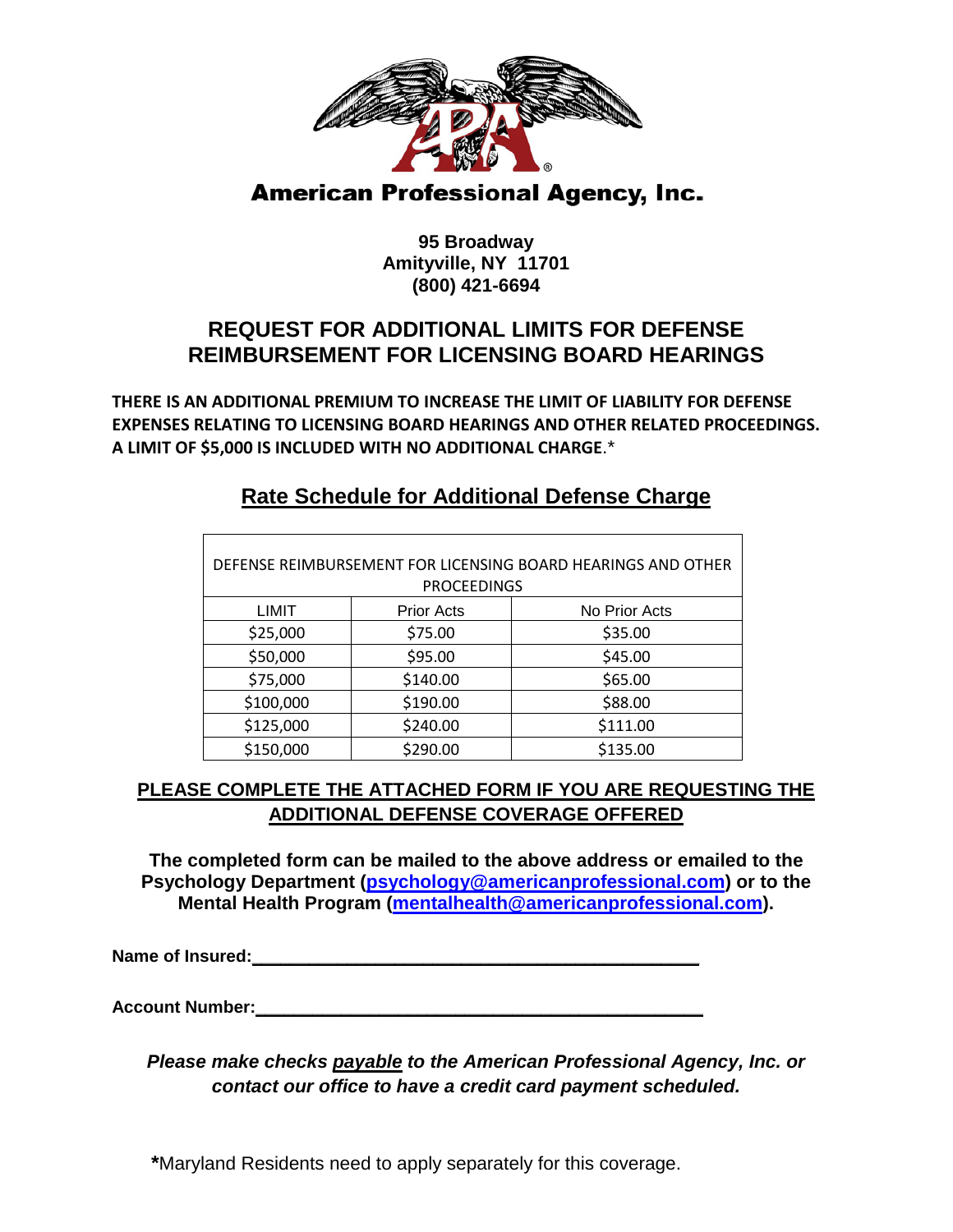# American Professional Agency, Inc.

**95 Broadway**
**Amityville, NY 11701**
**(800) 421-6694**

## REQUEST FOR ADDITIONAL LIMITS FOR DEFENSE REIMBURSEMENT FOR LICENSING BOARD HEARINGS

**THERE IS AN ADDITIONAL PREMIUM TO INCREASE THE LIMIT OF LIABILITY FOR DEFENSE EXPENSES RELATING TO LICENSING BOARD HEARINGS AND OTHER RELATED PROCEEDINGS. A LIMIT OF $5,000 IS INCLUDED WITH NO ADDITIONAL CHARGE**.*

### Rate Schedule for Additional Defense Charge

| DEFENSE REIMBURSEMENT FOR LICENSING BOARD HEARINGS AND OTHER PROCEEDINGS | | |
|---|---|---|
| LIMIT | Prior Acts | No Prior Acts |
| $25,000 | $75.00 | $35.00 |
| $50,000 | $95.00 | $45.00 |
| $75,000 | $140.00 | $65.00 |
| $100,000 | $190.00 | $88.00 |
| $125,000 | $240.00 | $111.00 |
| $150,000 | $290.00 | $135.00 |

**PLEASE COMPLETE THE ATTACHED FORM IF YOU ARE REQUESTING THE ADDITIONAL DEFENSE COVERAGE OFFERED**

**The completed form can be mailed to the above address or emailed to the Psychology Department (psychology@americanprofessional.com) or to the Mental Health Program (mentalhealth@americanprofessional.com).**

**Name of Insured:**_______________________________________________

**Account Number:**_______________________________________________

***Please make checks payable to the American Professional Agency, Inc. or contact our office to have a credit card payment scheduled.***

**\***Maryland Residents need to apply separately for this coverage.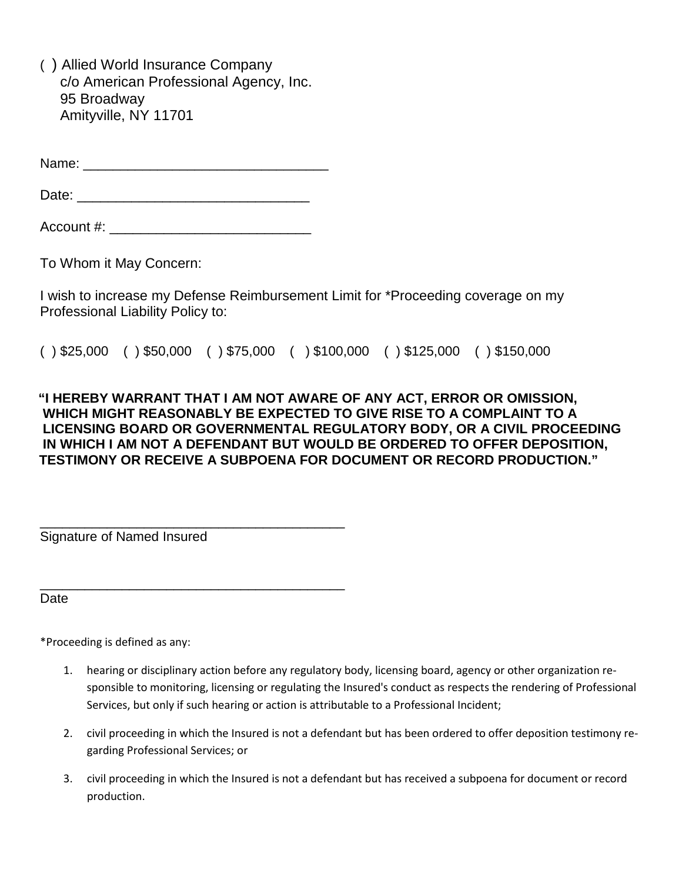( ) Allied World Insurance Company
c/o American Professional Agency, Inc.
95 Broadway
Amityville, NY 11701

Name: ________________________________

Date: ______________________________

Account #: __________________________

To Whom it May Concern:

I wish to increase my Defense Reimbursement Limit for *Proceeding coverage on my Professional Liability Policy to:

( ) $25,000 ( ) $50,000 ( ) $75,000 ( ) $100,000 ( ) $125,000 ( ) $150,000

**"I HEREBY WARRANT THAT I AM NOT AWARE OF ANY ACT, ERROR OR OMISSION, WHICH MIGHT REASONABLY BE EXPECTED TO GIVE RISE TO A COMPLAINT TO A LICENSING BOARD OR GOVERNMENTAL REGULATORY BODY, OR A CIVIL PROCEEDING IN WHICH I AM NOT A DEFENDANT BUT WOULD BE ORDERED TO OFFER DEPOSITION, TESTIMONY OR RECEIVE A SUBPOENA FOR DOCUMENT OR RECORD PRODUCTION."**

________________________________________
Signature of Named Insured

________________________________________
Date

*Proceeding is defined as any:

1. hearing or disciplinary action before any regulatory body, licensing board, agency or other organization responsible to monitoring, licensing or regulating the Insured's conduct as respects the rendering of Professional Services, but only if such hearing or action is attributable to a Professional Incident;
2. civil proceeding in which the Insured is not a defendant but has been ordered to offer deposition testimony regarding Professional Services; or
3. civil proceeding in which the Insured is not a defendant but has received a subpoena for document or record production.